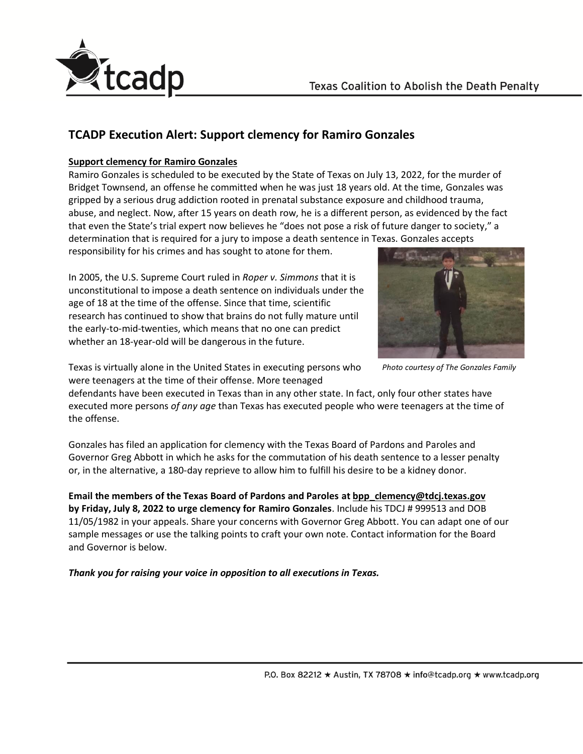Texas Coalition to Abolish the Death Penalty

## TCADP Execution Alert: Support clemency for Ramiro Gonzales

**Support clemency for Ramiro Gonzales**

Ramiro Gonzales is scheduled to be executed by the State of Texas on July 13, 2022, for the murder of Bridget Townsend, an offense he committed when he was just 18 years old. At the time, Gonzales was gripped by a serious drug addiction rooted in prenatal substance exposure and childhood trauma, abuse, and neglect. Now, after 15 years on death row, he is a different person, as evidenced by the fact that even the State's trial expert now believes he "does not pose a risk of future danger to society," a determination that is required for a jury to impose a death sentence in Texas. Gonzales accepts responsibility for his crimes and has sought to atone for them.

In 2005, the U.S. Supreme Court ruled in *Roper v. Simmons* that it is unconstitutional to impose a death sentence on individuals under the age of 18 at the time of the offense. Since that time, scientific research has continued to show that brains do not fully mature until the early-to-mid-twenties, which means that no one can predict whether an 18-year-old will be dangerous in the future.

*Photo courtesy of The Gonzales Family*

Texas is virtually alone in the United States in executing persons who were teenagers at the time of their offense. More teenaged defendants have been executed in Texas than in any other state. In fact, only four other states have executed more persons *of any age* than Texas has executed people who were teenagers at the time of the offense.

Gonzales has filed an application for clemency with the Texas Board of Pardons and Paroles and Governor Greg Abbott in which he asks for the commutation of his death sentence to a lesser penalty or, in the alternative, a 180-day reprieve to allow him to fulfill his desire to be a kidney donor.

**Email the members of the Texas Board of Pardons and Paroles at bpp_clemency@tdcj.texas.gov by Friday, July 8, 2022 to urge clemency for Ramiro Gonzales**. Include his TDCJ # 999513 and DOB 11/05/1982 in your appeals. Share your concerns with Governor Greg Abbott. You can adapt one of our sample messages or use the talking points to craft your own note. Contact information for the Board and Governor is below.

***Thank you for raising your voice in opposition to all executions in Texas.***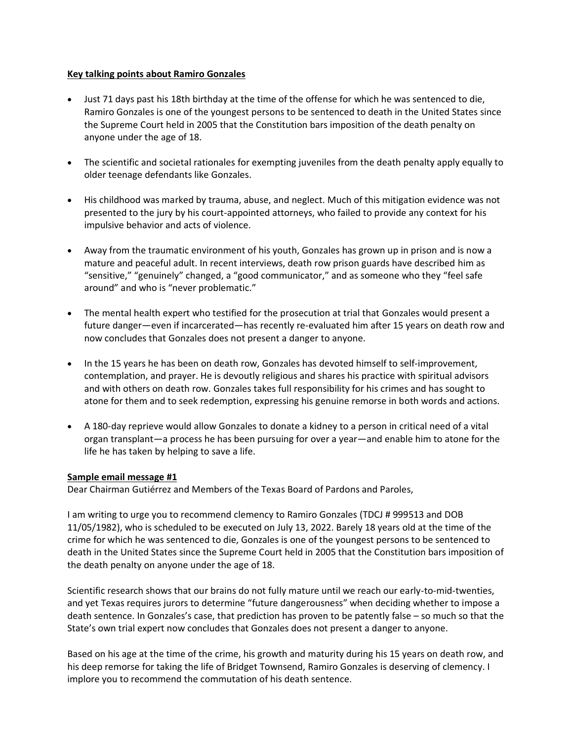**Key talking points about Ramiro Gonzales**

- Just 71 days past his 18th birthday at the time of the offense for which he was sentenced to die, Ramiro Gonzales is one of the youngest persons to be sentenced to death in the United States since the Supreme Court held in 2005 that the Constitution bars imposition of the death penalty on anyone under the age of 18.
- The scientific and societal rationales for exempting juveniles from the death penalty apply equally to older teenage defendants like Gonzales.
- His childhood was marked by trauma, abuse, and neglect. Much of this mitigation evidence was not presented to the jury by his court-appointed attorneys, who failed to provide any context for his impulsive behavior and acts of violence.
- Away from the traumatic environment of his youth, Gonzales has grown up in prison and is now a mature and peaceful adult. In recent interviews, death row prison guards have described him as "sensitive," "genuinely" changed, a "good communicator," and as someone who they "feel safe around" and who is "never problematic."
- The mental health expert who testified for the prosecution at trial that Gonzales would present a future danger—even if incarcerated—has recently re-evaluated him after 15 years on death row and now concludes that Gonzales does not present a danger to anyone.
- In the 15 years he has been on death row, Gonzales has devoted himself to self-improvement, contemplation, and prayer. He is devoutly religious and shares his practice with spiritual advisors and with others on death row. Gonzales takes full responsibility for his crimes and has sought to atone for them and to seek redemption, expressing his genuine remorse in both words and actions.
- A 180-day reprieve would allow Gonzales to donate a kidney to a person in critical need of a vital organ transplant—a process he has been pursuing for over a year—and enable him to atone for the life he has taken by helping to save a life.

**Sample email message #1**

Dear Chairman Gutiérrez and Members of the Texas Board of Pardons and Paroles,

I am writing to urge you to recommend clemency to Ramiro Gonzales (TDCJ # 999513 and DOB 11/05/1982), who is scheduled to be executed on July 13, 2022. Barely 18 years old at the time of the crime for which he was sentenced to die, Gonzales is one of the youngest persons to be sentenced to death in the United States since the Supreme Court held in 2005 that the Constitution bars imposition of the death penalty on anyone under the age of 18.

Scientific research shows that our brains do not fully mature until we reach our early-to-mid-twenties, and yet Texas requires jurors to determine "future dangerousness" when deciding whether to impose a death sentence. In Gonzales's case, that prediction has proven to be patently false – so much so that the State's own trial expert now concludes that Gonzales does not present a danger to anyone.

Based on his age at the time of the crime, his growth and maturity during his 15 years on death row, and his deep remorse for taking the life of Bridget Townsend, Ramiro Gonzales is deserving of clemency. I implore you to recommend the commutation of his death sentence.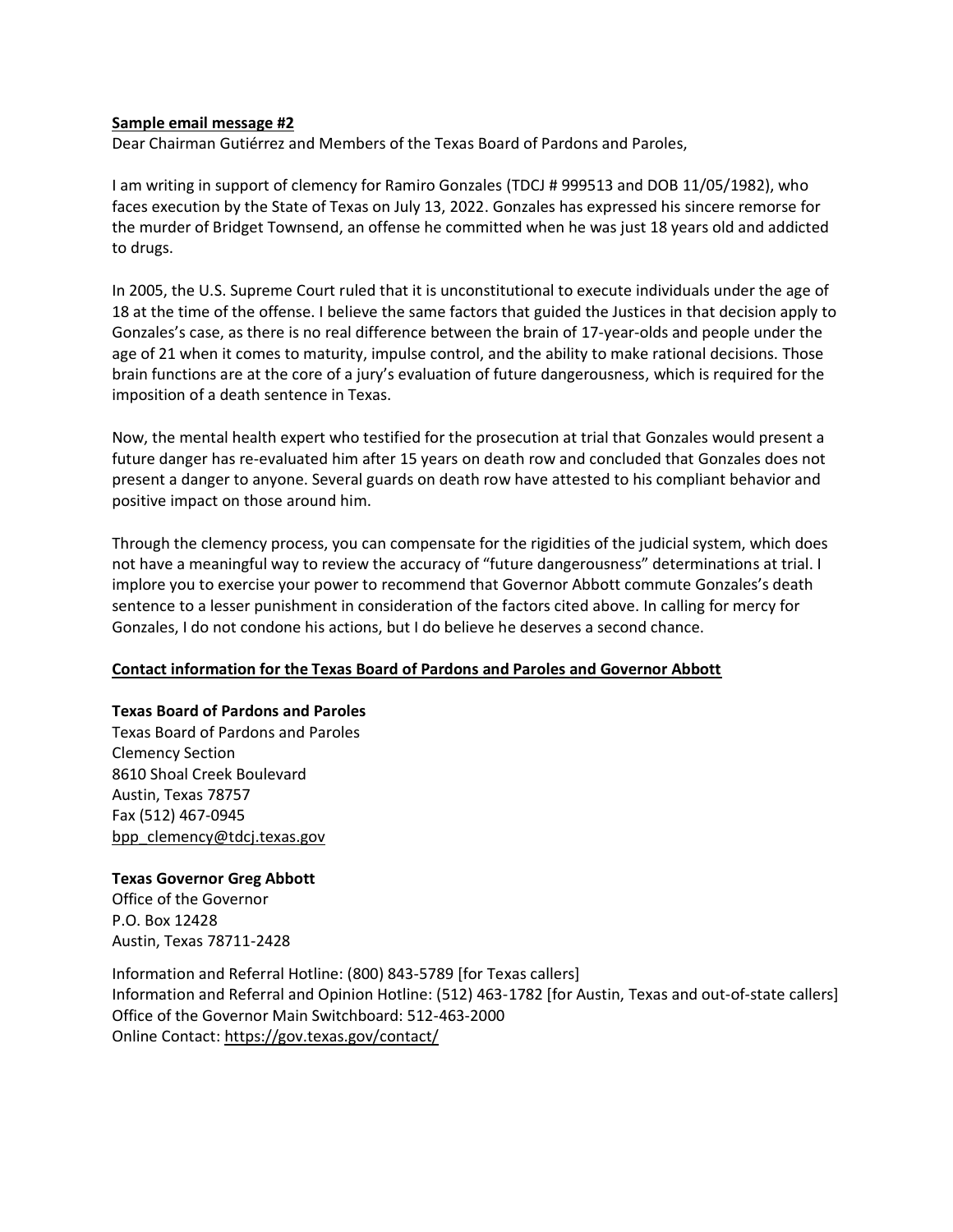**Sample email message #2**

Dear Chairman Gutiérrez and Members of the Texas Board of Pardons and Paroles,

I am writing in support of clemency for Ramiro Gonzales (TDCJ # 999513 and DOB 11/05/1982), who faces execution by the State of Texas on July 13, 2022. Gonzales has expressed his sincere remorse for the murder of Bridget Townsend, an offense he committed when he was just 18 years old and addicted to drugs.

In 2005, the U.S. Supreme Court ruled that it is unconstitutional to execute individuals under the age of 18 at the time of the offense. I believe the same factors that guided the Justices in that decision apply to Gonzales's case, as there is no real difference between the brain of 17-year-olds and people under the age of 21 when it comes to maturity, impulse control, and the ability to make rational decisions. Those brain functions are at the core of a jury's evaluation of future dangerousness, which is required for the imposition of a death sentence in Texas.

Now, the mental health expert who testified for the prosecution at trial that Gonzales would present a future danger has re-evaluated him after 15 years on death row and concluded that Gonzales does not present a danger to anyone. Several guards on death row have attested to his compliant behavior and positive impact on those around him.

Through the clemency process, you can compensate for the rigidities of the judicial system, which does not have a meaningful way to review the accuracy of "future dangerousness" determinations at trial. I implore you to exercise your power to recommend that Governor Abbott commute Gonzales's death sentence to a lesser punishment in consideration of the factors cited above. In calling for mercy for Gonzales, I do not condone his actions, but I do believe he deserves a second chance.

**Contact information for the Texas Board of Pardons and Paroles and Governor Abbott**

**Texas Board of Pardons and Paroles**
Texas Board of Pardons and Paroles
Clemency Section
8610 Shoal Creek Boulevard
Austin, Texas 78757
Fax (512) 467-0945
bpp_clemency@tdcj.texas.gov

**Texas Governor Greg Abbott**
Office of the Governor
P.O. Box 12428
Austin, Texas 78711-2428

Information and Referral Hotline: (800) 843-5789 [for Texas callers]
Information and Referral and Opinion Hotline: (512) 463-1782 [for Austin, Texas and out-of-state callers]
Office of the Governor Main Switchboard: 512-463-2000
Online Contact: https://gov.texas.gov/contact/